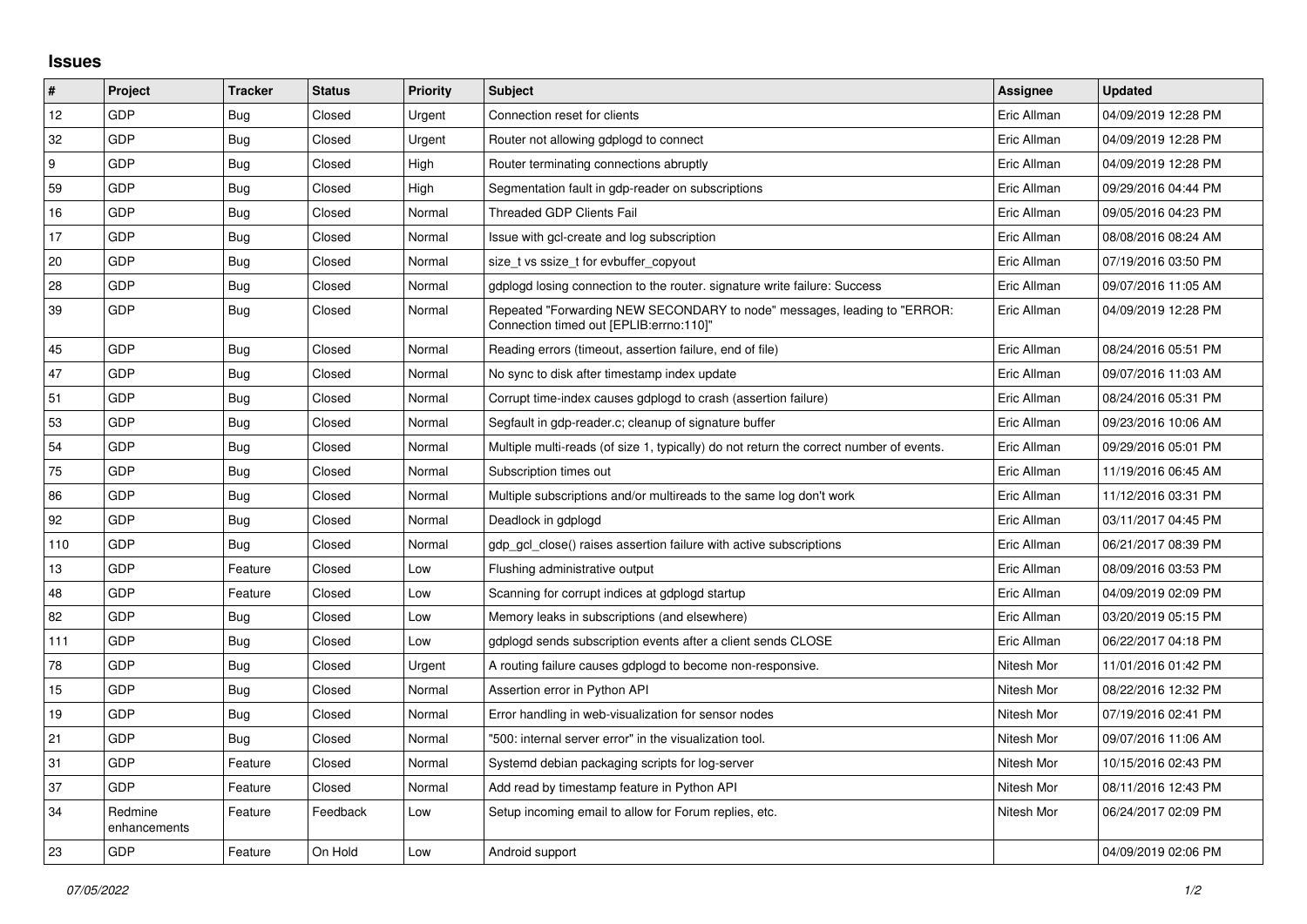# Issues

| # | Project | Tracker | Status | Priority | Subject | Assignee | Updated |
|---|---|---|---|---|---|---|---|
| 12 | GDP | Bug | Closed | Urgent | Connection reset for clients | Eric Allman | 04/09/2019 12:28 PM |
| 32 | GDP | Bug | Closed | Urgent | Router not allowing gdplogd to connect | Eric Allman | 04/09/2019 12:28 PM |
| 9 | GDP | Bug | Closed | High | Router terminating connections abruptly | Eric Allman | 04/09/2019 12:28 PM |
| 59 | GDP | Bug | Closed | High | Segmentation fault in gdp-reader on subscriptions | Eric Allman | 09/29/2016 04:44 PM |
| 16 | GDP | Bug | Closed | Normal | Threaded GDP Clients Fail | Eric Allman | 09/05/2016 04:23 PM |
| 17 | GDP | Bug | Closed | Normal | Issue with gcl-create and log subscription | Eric Allman | 08/08/2016 08:24 AM |
| 20 | GDP | Bug | Closed | Normal | size_t vs ssize_t for evbuffer_copyout | Eric Allman | 07/19/2016 03:50 PM |
| 28 | GDP | Bug | Closed | Normal | gdplogd losing connection to the router. signature write failure: Success | Eric Allman | 09/07/2016 11:05 AM |
| 39 | GDP | Bug | Closed | Normal | Repeated "Forwarding NEW SECONDARY to node" messages, leading to "ERROR: Connection timed out [EPLIB:errno:110]" | Eric Allman | 04/09/2019 12:28 PM |
| 45 | GDP | Bug | Closed | Normal | Reading errors (timeout, assertion failure, end of file) | Eric Allman | 08/24/2016 05:51 PM |
| 47 | GDP | Bug | Closed | Normal | No sync to disk after timestamp index update | Eric Allman | 09/07/2016 11:03 AM |
| 51 | GDP | Bug | Closed | Normal | Corrupt time-index causes gdplogd to crash (assertion failure) | Eric Allman | 08/24/2016 05:31 PM |
| 53 | GDP | Bug | Closed | Normal | Segfault in gdp-reader.c; cleanup of signature buffer | Eric Allman | 09/23/2016 10:06 AM |
| 54 | GDP | Bug | Closed | Normal | Multiple multi-reads (of size 1, typically) do not return the correct number of events. | Eric Allman | 09/29/2016 05:01 PM |
| 75 | GDP | Bug | Closed | Normal | Subscription times out | Eric Allman | 11/19/2016 06:45 AM |
| 86 | GDP | Bug | Closed | Normal | Multiple subscriptions and/or multireads to the same log don't work | Eric Allman | 11/12/2016 03:31 PM |
| 92 | GDP | Bug | Closed | Normal | Deadlock in gdplogd | Eric Allman | 03/11/2017 04:45 PM |
| 110 | GDP | Bug | Closed | Normal | gdp_gcl_close() raises assertion failure with active subscriptions | Eric Allman | 06/21/2017 08:39 PM |
| 13 | GDP | Feature | Closed | Low | Flushing administrative output | Eric Allman | 08/09/2016 03:53 PM |
| 48 | GDP | Feature | Closed | Low | Scanning for corrupt indices at gdplogd startup | Eric Allman | 04/09/2019 02:09 PM |
| 82 | GDP | Bug | Closed | Low | Memory leaks in subscriptions (and elsewhere) | Eric Allman | 03/20/2019 05:15 PM |
| 111 | GDP | Bug | Closed | Low | gdplogd sends subscription events after a client sends CLOSE | Eric Allman | 06/22/2017 04:18 PM |
| 78 | GDP | Bug | Closed | Urgent | A routing failure causes gdplogd to become non-responsive. | Nitesh Mor | 11/01/2016 01:42 PM |
| 15 | GDP | Bug | Closed | Normal | Assertion error in Python API | Nitesh Mor | 08/22/2016 12:32 PM |
| 19 | GDP | Bug | Closed | Normal | Error handling in web-visualization for sensor nodes | Nitesh Mor | 07/19/2016 02:41 PM |
| 21 | GDP | Bug | Closed | Normal | "500: internal server error" in the visualization tool. | Nitesh Mor | 09/07/2016 11:06 AM |
| 31 | GDP | Feature | Closed | Normal | Systemd debian packaging scripts for log-server | Nitesh Mor | 10/15/2016 02:43 PM |
| 37 | GDP | Feature | Closed | Normal | Add read by timestamp feature in Python API | Nitesh Mor | 08/11/2016 12:43 PM |
| 34 | Redmine enhancements | Feature | Feedback | Low | Setup incoming email to allow for Forum replies, etc. | Nitesh Mor | 06/24/2017 02:09 PM |
| 23 | GDP | Feature | On Hold | Low | Android support | | 04/09/2019 02:06 PM |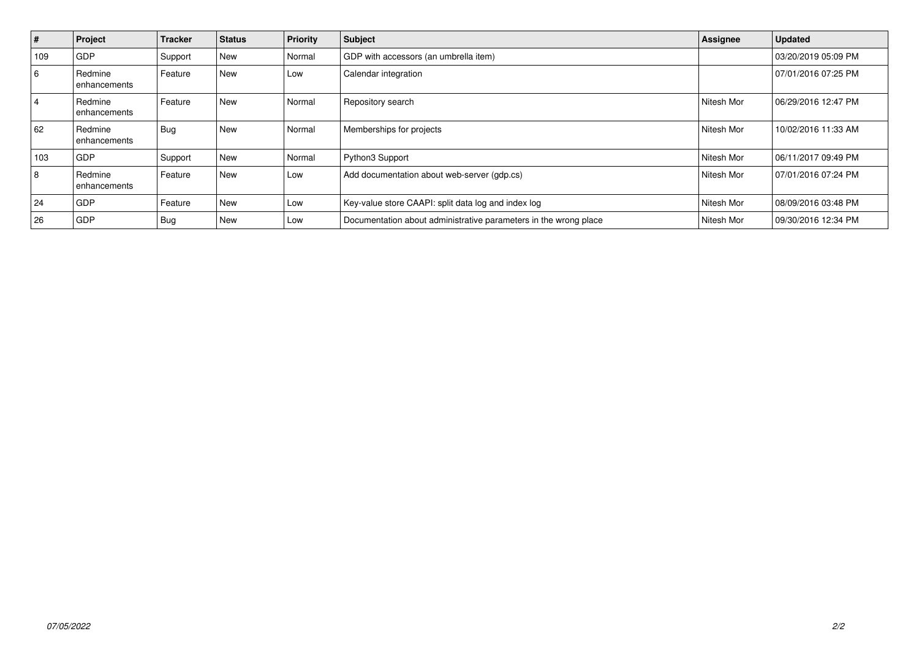| # | Project | Tracker | Status | Priority | Subject | Assignee | Updated |
|---|---|---|---|---|---|---|---|
| 109 | GDP | Support | New | Normal | GDP with accessors (an umbrella item) | | 03/20/2019 05:09 PM |
| 6 | Redmine enhancements | Feature | New | Low | Calendar integration | | 07/01/2016 07:25 PM |
| 4 | Redmine enhancements | Feature | New | Normal | Repository search | Nitesh Mor | 06/29/2016 12:47 PM |
| 62 | Redmine enhancements | Bug | New | Normal | Memberships for projects | Nitesh Mor | 10/02/2016 11:33 AM |
| 103 | GDP | Support | New | Normal | Python3 Support | Nitesh Mor | 06/11/2017 09:49 PM |
| 8 | Redmine enhancements | Feature | New | Low | Add documentation about web-server (gdp.cs) | Nitesh Mor | 07/01/2016 07:24 PM |
| 24 | GDP | Feature | New | Low | Key-value store CAAPI: split data log and index log | Nitesh Mor | 08/09/2016 03:48 PM |
| 26 | GDP | Bug | New | Low | Documentation about administrative parameters in the wrong place | Nitesh Mor | 09/30/2016 12:34 PM |